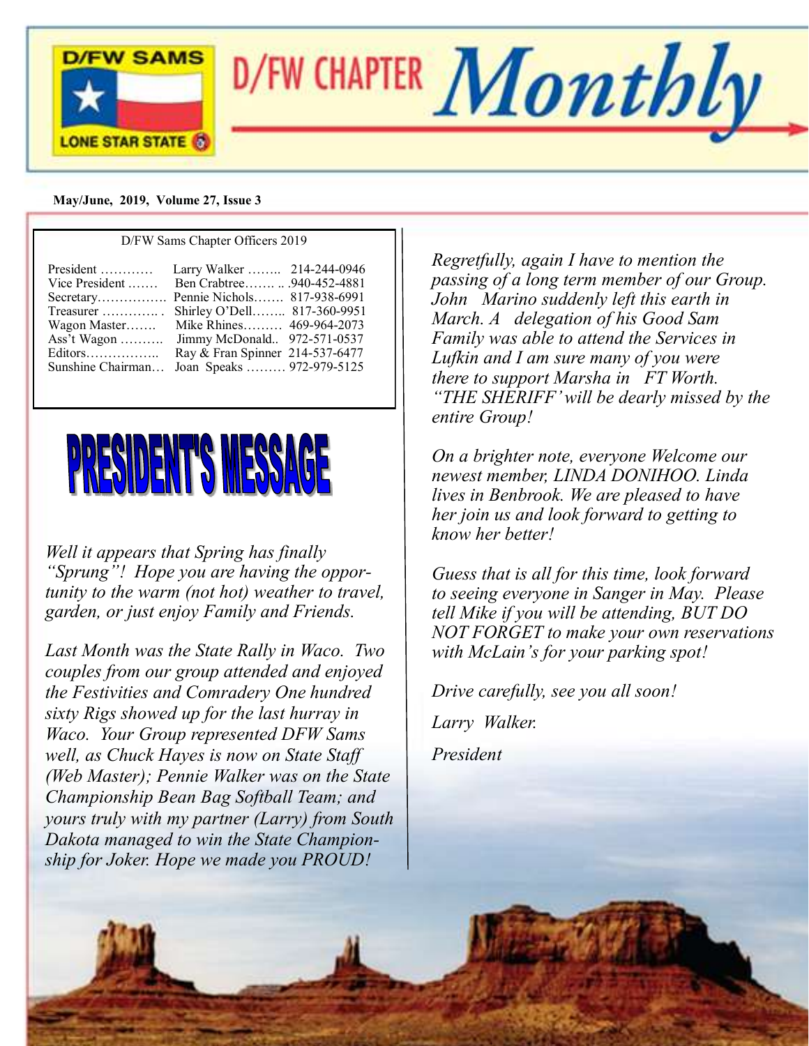# D/FW CHAPTER *Monthly*

D/FW SAMS — LONE STAR STATE

**May/June, 2019, Volume 27, Issue 3**

D/FW Sams Chapter Officers 2019

| | | |
|---|---|---|
| President ………… | Larry Walker …….. | 214-244-0946 |
| Vice President ……. | Ben Crabtree……. .. | .940-452-4881 |
| Secretary……………. | Pennie Nichols……. | 817-938-6991 |
| Treasurer ………….. . | Shirley O'Dell…….. | 817-360-9951 |
| Wagon Master……. | Mike Rhines……… | 469-964-2073 |
| Ass't Wagon ………. | Jimmy McDonald.. | 972-571-0537 |
| Editors…………….. | Ray & Fran Spinner | 214-537-6477 |
| Sunshine Chairman… | Joan Speaks ……… | 972-979-5125 |

## PRESIDENT'S MESSAGE

*Well it appears that Spring has finally "Sprung"! Hope you are having the opportunity to the warm (not hot) weather to travel, garden, or just enjoy Family and Friends.*

*Last Month was the State Rally in Waco. Two couples from our group attended and enjoyed the Festivities and Comradery One hundred sixty Rigs showed up for the last hurray in Waco. Your Group represented DFW Sams well, as Chuck Hayes is now on State Staff (Web Master); Pennie Walker was on the State Championship Bean Bag Softball Team; and yours truly with my partner (Larry) from South Dakota managed to win the State Championship for Joker. Hope we made you PROUD!*

*Regretfully, again I have to mention the passing of a long term member of our Group. John Marino suddenly left this earth in March. A delegation of his Good Sam Family was able to attend the Services in Lufkin and I am sure many of you were there to support Marsha in FT Worth. "THE SHERIFF' will be dearly missed by the entire Group!*

*On a brighter note, everyone Welcome our newest member, LINDA DONIHOO. Linda lives in Benbrook. We are pleased to have her join us and look forward to getting to know her better!*

*Guess that is all for this time, look forward to seeing everyone in Sanger in May. Please tell Mike if you will be attending, BUT DO NOT FORGET to make your own reservations with McLain's for your parking spot!*

*Drive carefully, see you all soon!*

*Larry Walker.*

*President*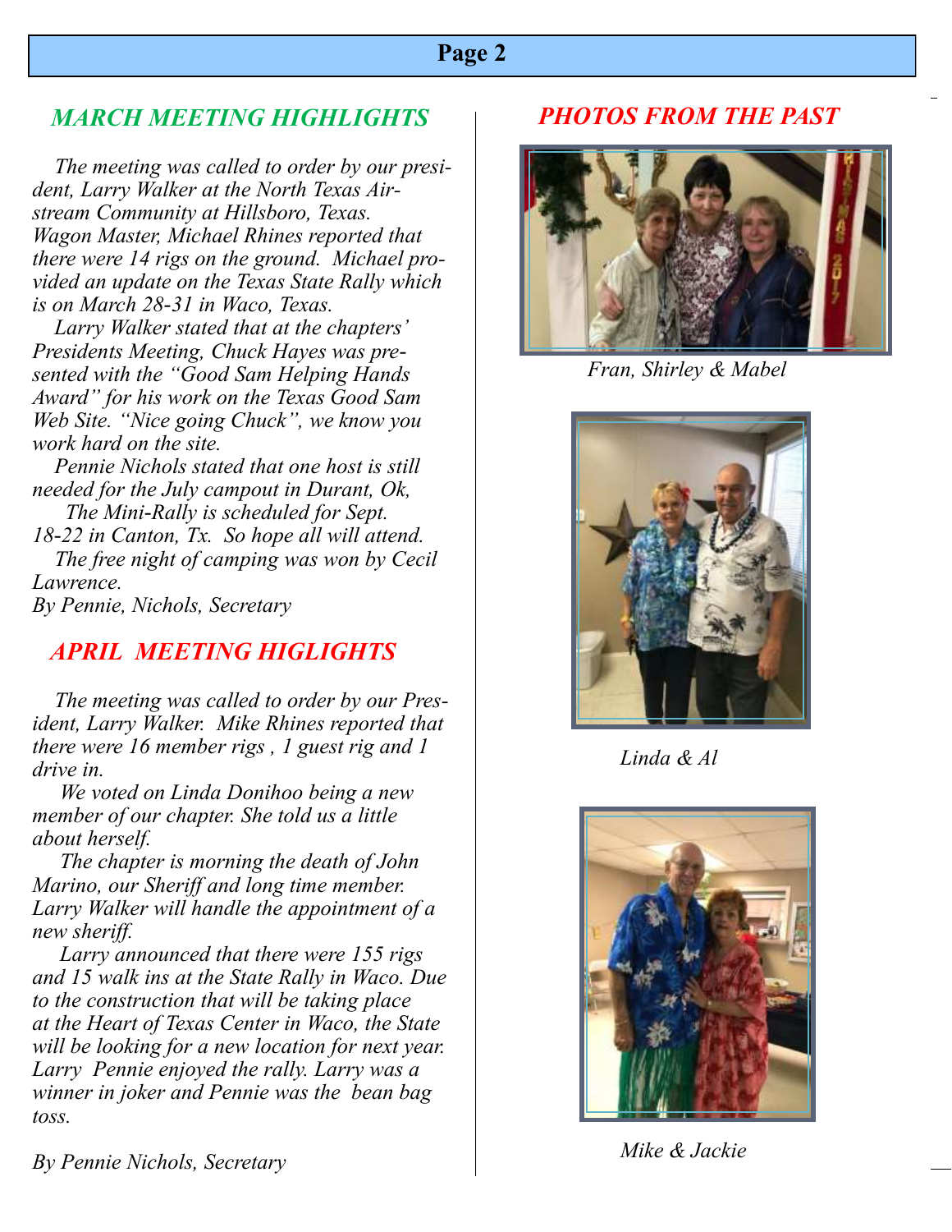## *MARCH MEETING HIGHLIGHTS*

*The meeting was called to order by our president, Larry Walker at the North Texas Airstream Community at Hillsboro, Texas. Wagon Master, Michael Rhines reported that there were 14 rigs on the ground. Michael provided an update on the Texas State Rally which is on March 28-31 in Waco, Texas.*

*Larry Walker stated that at the chapters' Presidents Meeting, Chuck Hayes was presented with the "Good Sam Helping Hands Award" for his work on the Texas Good Sam Web Site. "Nice going Chuck", we know you work hard on the site.*

*Pennie Nichols stated that one host is still needed for the July campout in Durant, Ok,*

*The Mini-Rally is scheduled for Sept. 18-22 in Canton, Tx. So hope all will attend.*

*The free night of camping was won by Cecil Lawrence.*

*By Pennie, Nichols, Secretary*

## *APRIL MEETING HIGLIGHTS*

*The meeting was called to order by our President, Larry Walker. Mike Rhines reported that there were 16 member rigs , 1 guest rig and 1 drive in.*

*We voted on Linda Donihoo being a new member of our chapter. She told us a little about herself.*

*The chapter is morning the death of John Marino, our Sheriff and long time member. Larry Walker will handle the appointment of a new sheriff.*

*Larry announced that there were 155 rigs and 15 walk ins at the State Rally in Waco. Due to the construction that will be taking place at the Heart of Texas Center in Waco, the State will be looking for a new location for next year. Larry Pennie enjoyed the rally. Larry was a winner in joker and Pennie was the bean bag toss.*

*By Pennie Nichols, Secretary*

## *PHOTOS FROM THE PAST*

*Fran, Shirley & Mabel*

*Linda & Al*

*Mike & Jackie*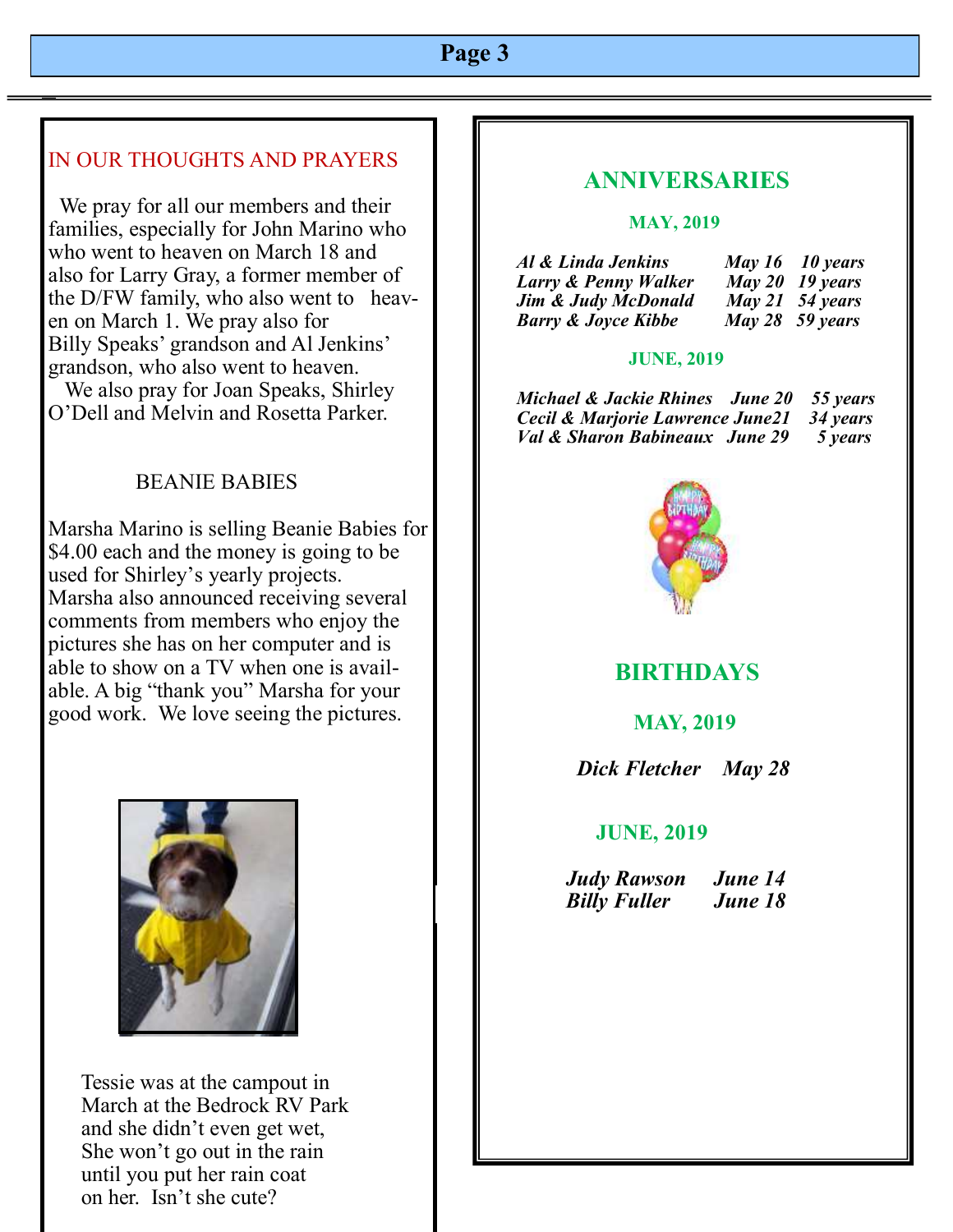## IN OUR THOUGHTS AND PRAYERS

We pray for all our members and their families, especially for John Marino who who went to heaven on March 18 and also for Larry Gray, a former member of the D/FW family, who also went to heaven on March 1. We pray also for Billy Speaks' grandson and Al Jenkins' grandson, who also went to heaven.

We also pray for Joan Speaks, Shirley O'Dell and Melvin and Rosetta Parker.

## BEANIE BABIES

Marsha Marino is selling Beanie Babies for $4.00 each and the money is going to be used for Shirley's yearly projects. Marsha also announced receiving several comments from members who enjoy the pictures she has on her computer and is able to show on a TV when one is available. A big "thank you" Marsha for your good work. We love seeing the pictures.

Tessie was at the campout in March at the Bedrock RV Park and she didn't even get wet, She won't go out in the rain until you put her rain coat on her. Isn't she cute?

## ANNIVERSARIES

### MAY, 2019

| | | |
|---|---|---|
| *Al & Linda Jenkins* | *May 16* | *10 years* |
| *Larry & Penny Walker* | *May 20* | *19 years* |
| *Jim & Judy McDonald* | *May 21* | *54 years* |
| *Barry & Joyce Kibbe* | *May 28* | *59 years* |

### JUNE, 2019

| | | |
|---|---|---|
| *Michael & Jackie Rhines* | *June 20* | *55 years* |
| *Cecil & Marjorie Lawrence* | *June21* | *34 years* |
| *Val & Sharon Babineaux* | *June 29* | *5 years* |

## BIRTHDAYS

### MAY, 2019

*Dick Fletcher May 28*

### JUNE, 2019

*Judy Rawson June 14*
*Billy Fuller June 18*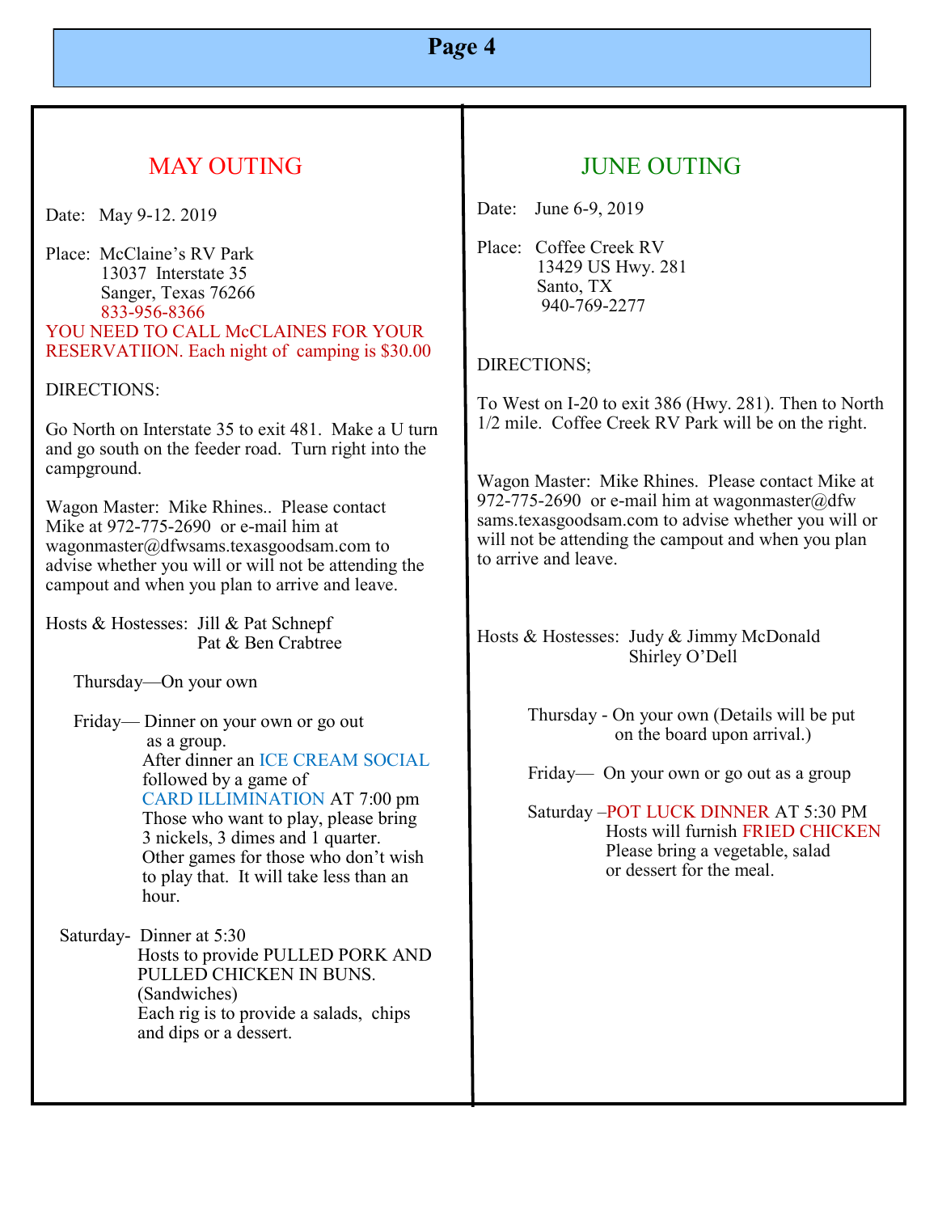## MAY OUTING

Date: May 9-12. 2019

Place: McClaine's RV Park
13037 Interstate 35
Sanger, Texas 76266
833-956-8366

YOU NEED TO CALL McCLAINES FOR YOUR RESERVATIION. Each night of camping is $30.00

DIRECTIONS:

Go North on Interstate 35 to exit 481. Make a U turn and go south on the feeder road. Turn right into the campground.

Wagon Master: Mike Rhines.. Please contact Mike at 972-775-2690 or e-mail him at wagonmaster@dfwsams.texasgoodsam.com to advise whether you will or will not be attending the campout and when you plan to arrive and leave.

Hosts & Hostesses: Jill & Pat Schnepf
Pat & Ben Crabtree

Thursday—On your own

Friday— Dinner on your own or go out as a group.
After dinner an ICE CREAM SOCIAL followed by a game of CARD ILLIMINATION AT 7:00 pm
Those who want to play, please bring 3 nickels, 3 dimes and 1 quarter.
Other games for those who don't wish to play that. It will take less than an hour.

Saturday- Dinner at 5:30
Hosts to provide PULLED PORK AND PULLED CHICKEN IN BUNS. (Sandwiches)
Each rig is to provide a salads, chips and dips or a dessert.

## JUNE OUTING

Date: June 6-9, 2019

Place: Coffee Creek RV
13429 US Hwy. 281
Santo, TX
940-769-2277

DIRECTIONS;

To West on I-20 to exit 386 (Hwy. 281). Then to North 1/2 mile. Coffee Creek RV Park will be on the right.

Wagon Master: Mike Rhines. Please contact Mike at 972-775-2690 or e-mail him at wagonmaster@dfwsams.texasgoodsam.com to advise whether you will or will not be attending the campout and when you plan to arrive and leave.

Hosts & Hostesses: Judy & Jimmy McDonald
Shirley O'Dell

Thursday - On your own (Details will be put on the board upon arrival.)

Friday— On your own or go out as a group

Saturday –POT LUCK DINNER AT 5:30 PM
Hosts will furnish FRIED CHICKEN
Please bring a vegetable, salad or dessert for the meal.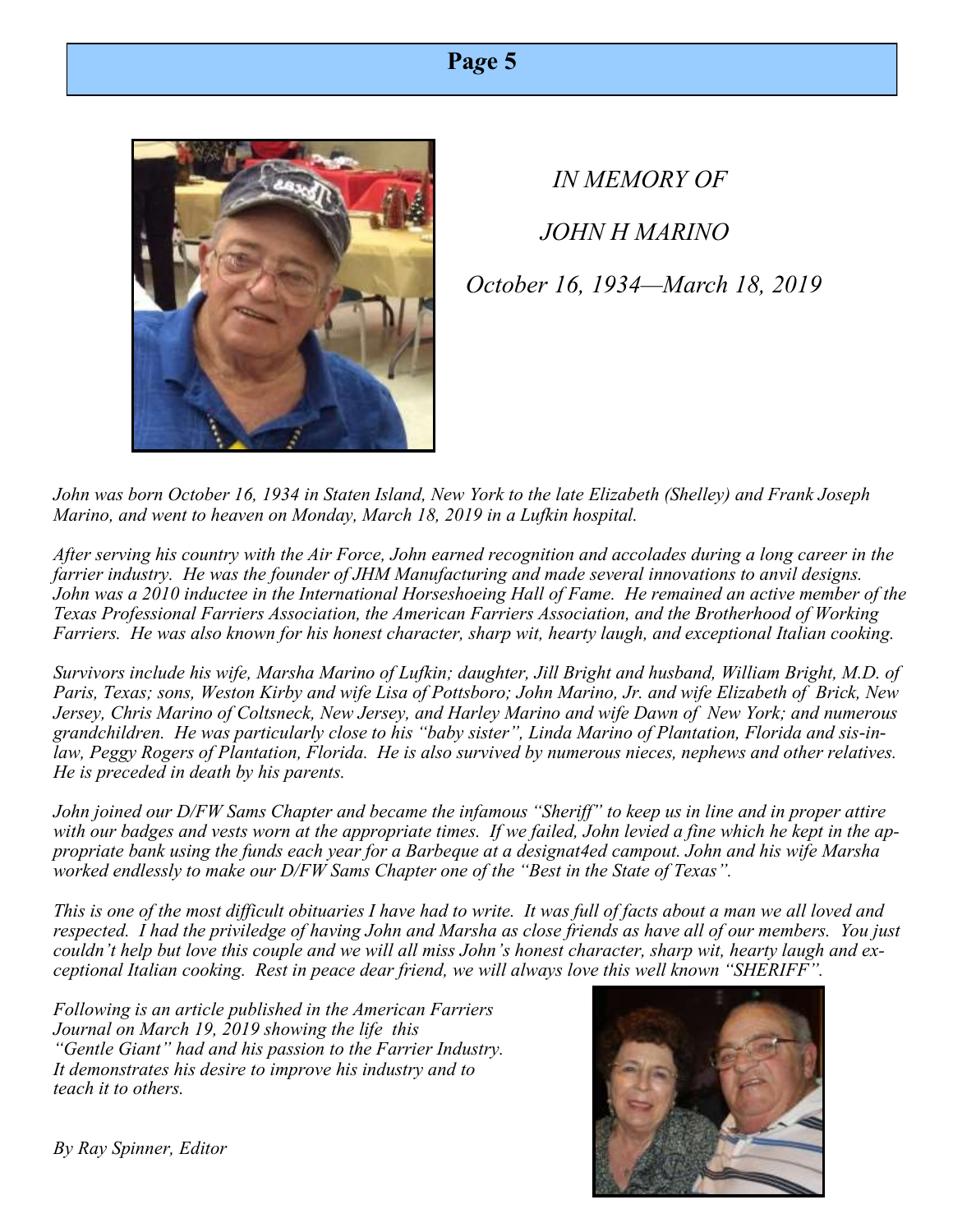*IN MEMORY OF*

*JOHN H MARINO*

*October 16, 1934—March 18, 2019*

*John was born October 16, 1934 in Staten Island, New York to the late Elizabeth (Shelley) and Frank Joseph Marino, and went to heaven on Monday, March 18, 2019 in a Lufkin hospital.*

*After serving his country with the Air Force, John earned recognition and accolades during a long career in the farrier industry. He was the founder of JHM Manufacturing and made several innovations to anvil designs. John was a 2010 inductee in the International Horseshoeing Hall of Fame. He remained an active member of the Texas Professional Farriers Association, the American Farriers Association, and the Brotherhood of Working Farriers. He was also known for his honest character, sharp wit, hearty laugh, and exceptional Italian cooking.*

*Survivors include his wife, Marsha Marino of Lufkin; daughter, Jill Bright and husband, William Bright, M.D. of Paris, Texas; sons, Weston Kirby and wife Lisa of Pottsboro; John Marino, Jr. and wife Elizabeth of Brick, New Jersey, Chris Marino of Coltsneck, New Jersey, and Harley Marino and wife Dawn of New York; and numerous grandchildren. He was particularly close to his "baby sister", Linda Marino of Plantation, Florida and sis-in-law, Peggy Rogers of Plantation, Florida. He is also survived by numerous nieces, nephews and other relatives. He is preceded in death by his parents.*

*John joined our D/FW Sams Chapter and became the infamous "Sheriff" to keep us in line and in proper attire with our badges and vests worn at the appropriate times. If we failed, John levied a fine which he kept in the appropriate bank using the funds each year for a Barbeque at a designat4ed campout. John and his wife Marsha worked endlessly to make our D/FW Sams Chapter one of the "Best in the State of Texas".*

*This is one of the most difficult obituaries I have had to write. It was full of facts about a man we all loved and respected. I had the priviledge of having John and Marsha as close friends as have all of our members. You just couldn't help but love this couple and we will all miss John's honest character, sharp wit, hearty laugh and exceptional Italian cooking. Rest in peace dear friend, we will always love this well known "SHERIFF".*

*Following is an article published in the American Farriers Journal on March 19, 2019 showing the life this "Gentle Giant" had and his passion to the Farrier Industry. It demonstrates his desire to improve his industry and to teach it to others.*

*By Ray Spinner, Editor*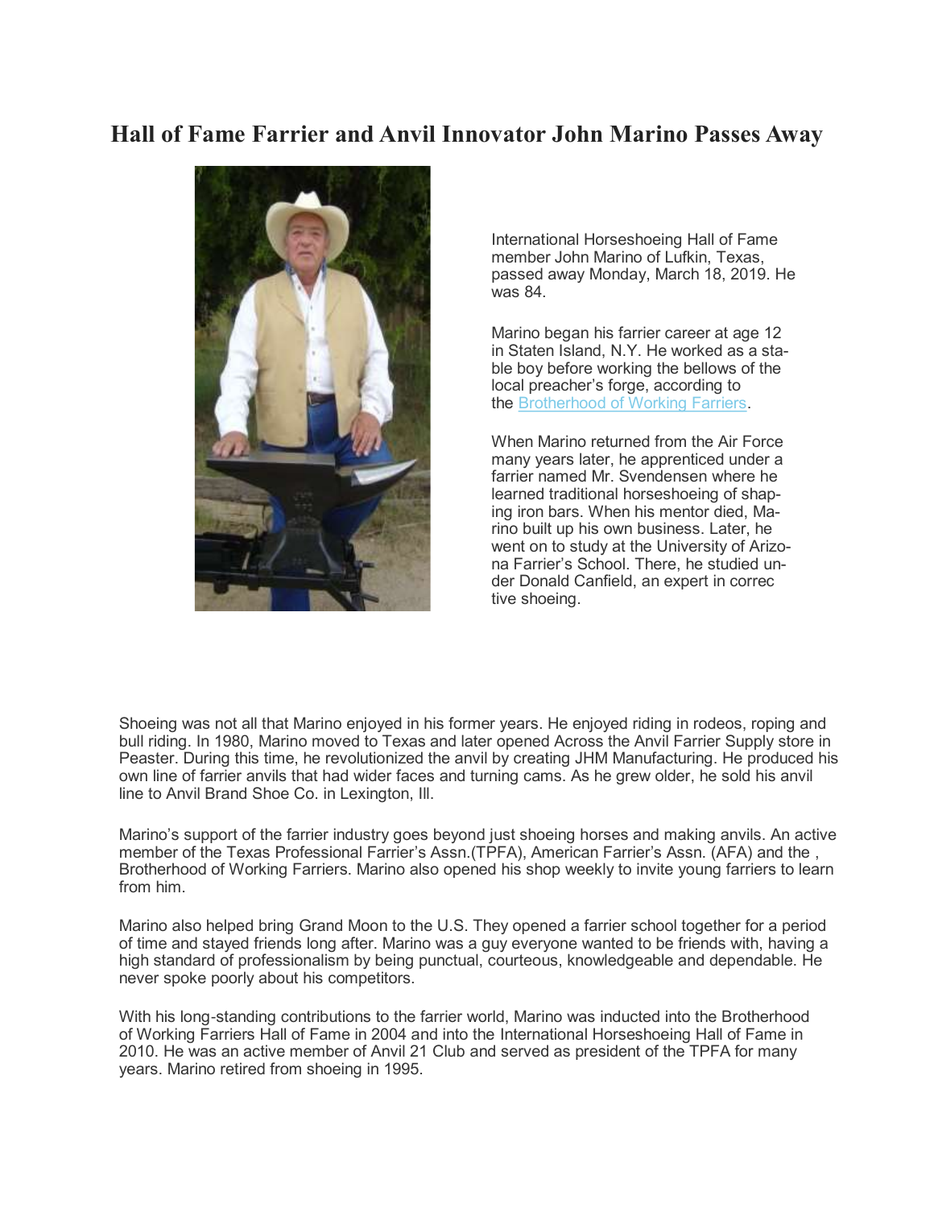# Hall of Fame Farrier and Anvil Innovator John Marino Passes Away

International Horseshoeing Hall of Fame member John Marino of Lufkin, Texas, passed away Monday, March 18, 2019. He was 84.

Marino began his farrier career at age 12 in Staten Island, N.Y. He worked as a stable boy before working the bellows of the local preacher's forge, according to the Brotherhood of Working Farriers.

When Marino returned from the Air Force many years later, he apprenticed under a farrier named Mr. Svendensen where he learned traditional horseshoeing of shaping iron bars. When his mentor died, Marino built up his own business. Later, he went on to study at the University of Arizona Farrier's School. There, he studied under Donald Canfield, an expert in corrective shoeing.

Shoeing was not all that Marino enjoyed in his former years. He enjoyed riding in rodeos, roping and bull riding. In 1980, Marino moved to Texas and later opened Across the Anvil Farrier Supply store in Peaster. During this time, he revolutionized the anvil by creating JHM Manufacturing. He produced his own line of farrier anvils that had wider faces and turning cams. As he grew older, he sold his anvil line to Anvil Brand Shoe Co. in Lexington, Ill.

Marino's support of the farrier industry goes beyond just shoeing horses and making anvils. An active member of the Texas Professional Farrier's Assn.(TPFA), American Farrier's Assn. (AFA) and the , Brotherhood of Working Farriers. Marino also opened his shop weekly to invite young farriers to learn from him.

Marino also helped bring Grand Moon to the U.S. They opened a farrier school together for a period of time and stayed friends long after. Marino was a guy everyone wanted to be friends with, having a high standard of professionalism by being punctual, courteous, knowledgeable and dependable. He never spoke poorly about his competitors.

With his long-standing contributions to the farrier world, Marino was inducted into the Brotherhood of Working Farriers Hall of Fame in 2004 and into the International Horseshoeing Hall of Fame in 2010. He was an active member of Anvil 21 Club and served as president of the TPFA for many years. Marino retired from shoeing in 1995.